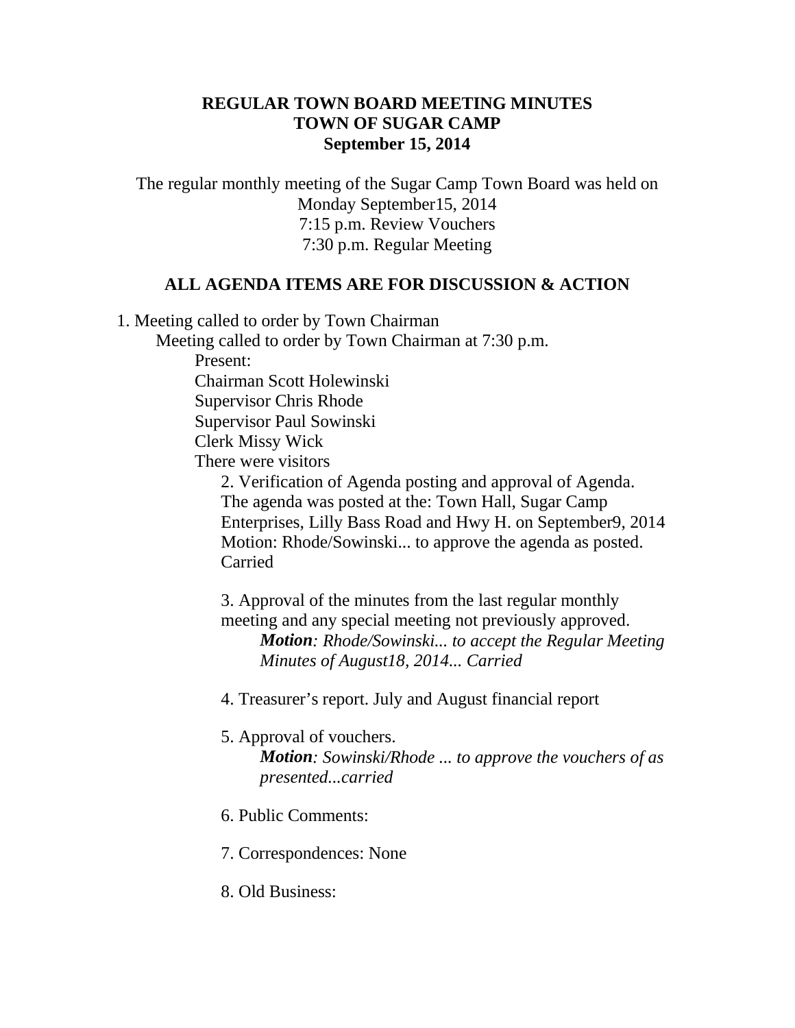**REGULAR TOWN BOARD MEETING MINUTES**
**TOWN OF SUGAR CAMP**
**September 15, 2014**

The regular monthly meeting of the Sugar Camp Town Board was held on
Monday September15, 2014
7:15 p.m. Review Vouchers
7:30 p.m. Regular Meeting

**ALL AGENDA ITEMS ARE FOR DISCUSSION & ACTION**

1. Meeting called to order by Town Chairman

    Meeting called to order by Town Chairman at 7:30 p.m.

    Present:
    Chairman Scott Holewinski
    Supervisor Chris Rhode
    Supervisor Paul Sowinski
    Clerk Missy Wick
    There were visitors

2. Verification of Agenda posting and approval of Agenda.
    The agenda was posted at the: Town Hall, Sugar Camp Enterprises, Lilly Bass Road and Hwy H. on September9, 2014
    Motion: Rhode/Sowinski... to approve the agenda as posted. Carried

3. Approval of the minutes from the last regular monthly meeting and any special meeting not previously approved.

    ***Motion****: Rhode/Sowinski... to accept the Regular Meeting Minutes of August18, 2014... Carried*

4. Treasurer's report. July and August financial report

5. Approval of vouchers.

    ***Motion****: Sowinski/Rhode ... to approve the vouchers of as presented...carried*

6. Public Comments:

7. Correspondences: None

8. Old Business: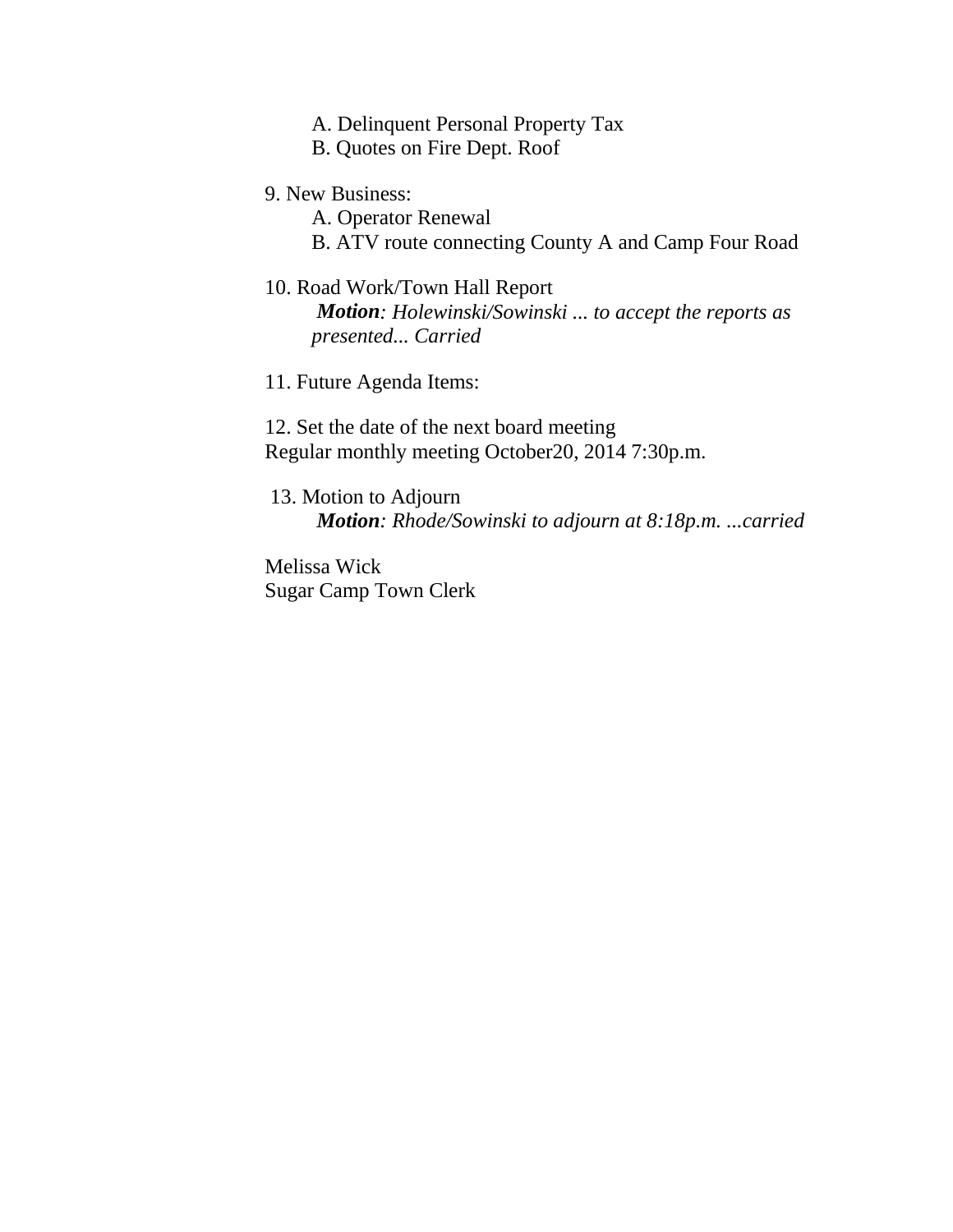A. Delinquent Personal Property Tax
B. Quotes on Fire Dept. Roof

9. New Business:
A. Operator Renewal
B. ATV route connecting County A and Camp Four Road

10. Road Work/Town Hall Report
***Motion****: Holewinski/Sowinski ... to accept the reports as presented... Carried*

11. Future Agenda Items:

12. Set the date of the next board meeting
Regular monthly meeting October20, 2014 7:30p.m.

13. Motion to Adjourn
***Motion****: Rhode/Sowinski to adjourn at 8:18p.m. ...carried*

Melissa Wick
Sugar Camp Town Clerk